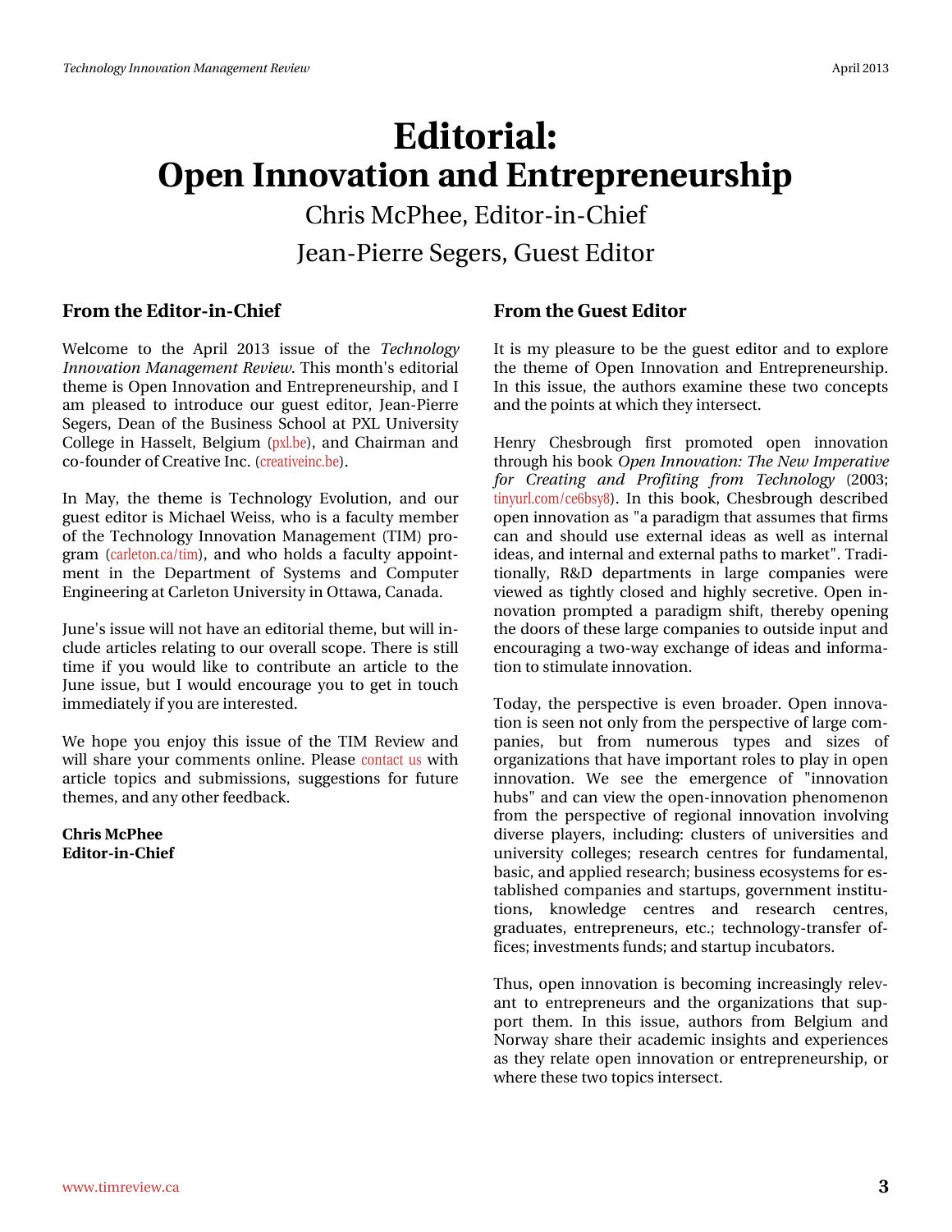# Editorial: Open Innovation and Entrepreneurship

Chris McPhee, Editor-in-Chief

Jean-Pierre Segers, Guest Editor

## From the Editor-in-Chief

Welcome to the April 2013 issue of the *Technology Innovation Management Review*. This month's editorial theme is Open Innovation and Entrepreneurship, and I am pleased to introduce our guest editor, Jean-Pierre Segers, Dean of the Business School at PXL University College in Hasselt, Belgium (pxl.be), and Chairman and co-founder of Creative Inc. (creativeinc.be).

In May, the theme is Technology Evolution, and our guest editor is Michael Weiss, who is a faculty member of the Technology Innovation Management (TIM) program (carleton.ca/tim), and who holds a faculty appointment in the Department of Systems and Computer Engineering at Carleton University in Ottawa, Canada.

June's issue will not have an editorial theme, but will include articles relating to our overall scope. There is still time if you would like to contribute an article to the June issue, but I would encourage you to get in touch immediately if you are interested.

We hope you enjoy this issue of the TIM Review and will share your comments online. Please contact us with article topics and submissions, suggestions for future themes, and any other feedback.

**Chris McPhee**
**Editor-in-Chief**

## From the Guest Editor

It is my pleasure to be the guest editor and to explore the theme of Open Innovation and Entrepreneurship. In this issue, the authors examine these two concepts and the points at which they intersect.

Henry Chesbrough first promoted open innovation through his book *Open Innovation: The New Imperative for Creating and Profiting from Technology* (2003; tinyurl.com/ce6bsy8). In this book, Chesbrough described open innovation as "a paradigm that assumes that firms can and should use external ideas as well as internal ideas, and internal and external paths to market". Traditionally, R&D departments in large companies were viewed as tightly closed and highly secretive. Open innovation prompted a paradigm shift, thereby opening the doors of these large companies to outside input and encouraging a two-way exchange of ideas and information to stimulate innovation.

Today, the perspective is even broader. Open innovation is seen not only from the perspective of large companies, but from numerous types and sizes of organizations that have important roles to play in open innovation. We see the emergence of "innovation hubs" and can view the open-innovation phenomenon from the perspective of regional innovation involving diverse players, including: clusters of universities and university colleges; research centres for fundamental, basic, and applied research; business ecosystems for established companies and startups, government institutions, knowledge centres and research centres, graduates, entrepreneurs, etc.; technology-transfer offices; investments funds; and startup incubators.

Thus, open innovation is becoming increasingly relevant to entrepreneurs and the organizations that support them. In this issue, authors from Belgium and Norway share their academic insights and experiences as they relate open innovation or entrepreneurship, or where these two topics intersect.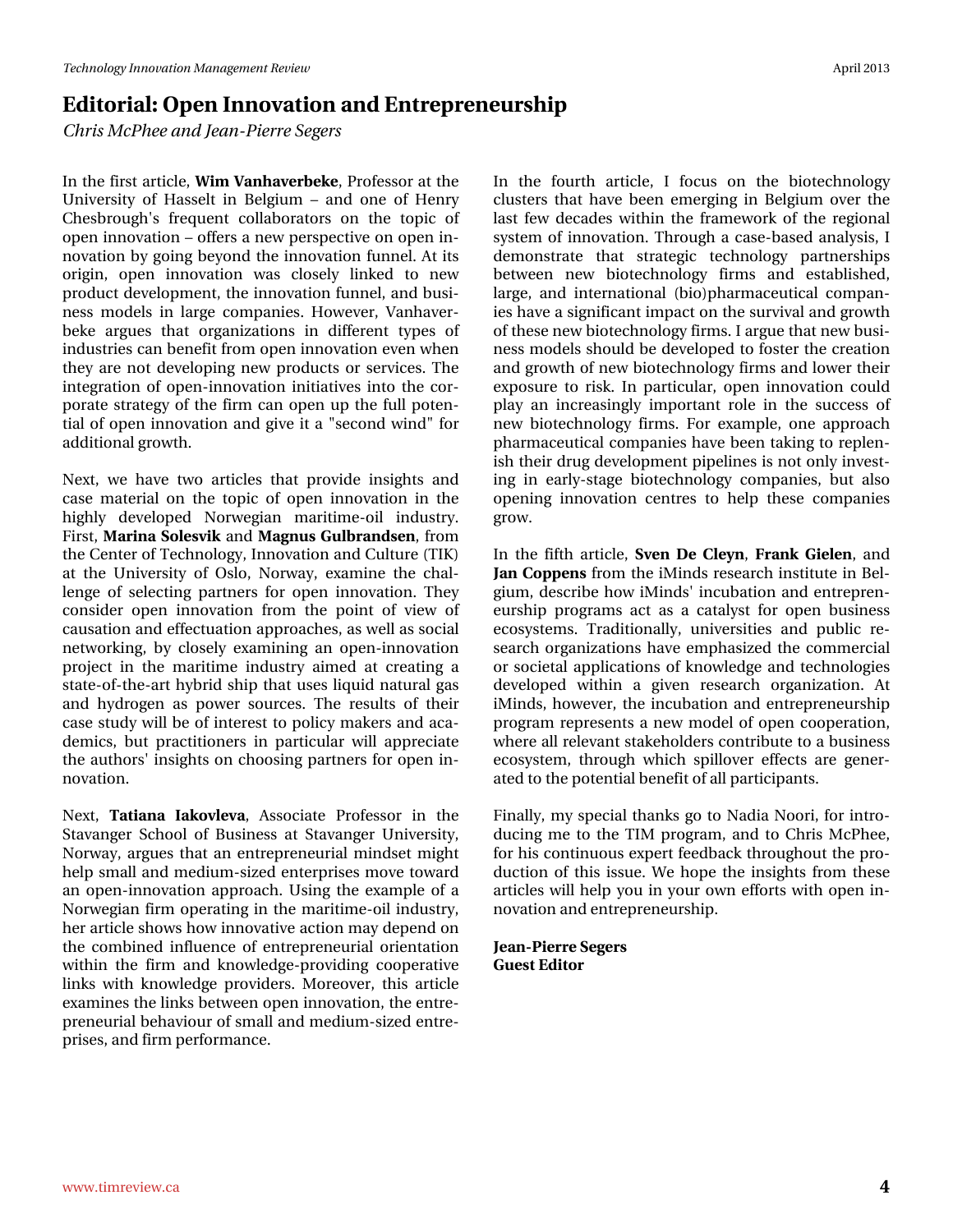# Editorial: Open Innovation and Entrepreneurship

*Chris McPhee and Jean-Pierre Segers*

In the first article, **Wim Vanhaverbeke**, Professor at the University of Hasselt in Belgium – and one of Henry Chesbrough's frequent collaborators on the topic of open innovation – offers a new perspective on open innovation by going beyond the innovation funnel. At its origin, open innovation was closely linked to new product development, the innovation funnel, and business models in large companies. However, Vanhaverbeke argues that organizations in different types of industries can benefit from open innovation even when they are not developing new products or services. The integration of open-innovation initiatives into the corporate strategy of the firm can open up the full potential of open innovation and give it a "second wind" for additional growth.

Next, we have two articles that provide insights and case material on the topic of open innovation in the highly developed Norwegian maritime-oil industry. First, **Marina Solesvik** and **Magnus Gulbrandsen**, from the Center of Technology, Innovation and Culture (TIK) at the University of Oslo, Norway, examine the challenge of selecting partners for open innovation. They consider open innovation from the point of view of causation and effectuation approaches, as well as social networking, by closely examining an open-innovation project in the maritime industry aimed at creating a state-of-the-art hybrid ship that uses liquid natural gas and hydrogen as power sources. The results of their case study will be of interest to policy makers and academics, but practitioners in particular will appreciate the authors' insights on choosing partners for open innovation.

Next, **Tatiana Iakovleva**, Associate Professor in the Stavanger School of Business at Stavanger University, Norway, argues that an entrepreneurial mindset might help small and medium-sized enterprises move toward an open-innovation approach. Using the example of a Norwegian firm operating in the maritime-oil industry, her article shows how innovative action may depend on the combined influence of entrepreneurial orientation within the firm and knowledge-providing cooperative links with knowledge providers. Moreover, this article examines the links between open innovation, the entrepreneurial behaviour of small and medium-sized enterprises, and firm performance.

In the fourth article, I focus on the biotechnology clusters that have been emerging in Belgium over the last few decades within the framework of the regional system of innovation. Through a case-based analysis, I demonstrate that strategic technology partnerships between new biotechnology firms and established, large, and international (bio)pharmaceutical companies have a significant impact on the survival and growth of these new biotechnology firms. I argue that new business models should be developed to foster the creation and growth of new biotechnology firms and lower their exposure to risk. In particular, open innovation could play an increasingly important role in the success of new biotechnology firms. For example, one approach pharmaceutical companies have been taking to replenish their drug development pipelines is not only investing in early-stage biotechnology companies, but also opening innovation centres to help these companies grow.

In the fifth article, **Sven De Cleyn**, **Frank Gielen**, and **Jan Coppens** from the iMinds research institute in Belgium, describe how iMinds' incubation and entrepreneurship programs act as a catalyst for open business ecosystems. Traditionally, universities and public research organizations have emphasized the commercial or societal applications of knowledge and technologies developed within a given research organization. At iMinds, however, the incubation and entrepreneurship program represents a new model of open cooperation, where all relevant stakeholders contribute to a business ecosystem, through which spillover effects are generated to the potential benefit of all participants.

Finally, my special thanks go to Nadia Noori, for introducing me to the TIM program, and to Chris McPhee, for his continuous expert feedback throughout the production of this issue. We hope the insights from these articles will help you in your own efforts with open innovation and entrepreneurship.

**Jean-Pierre Segers**
**Guest Editor**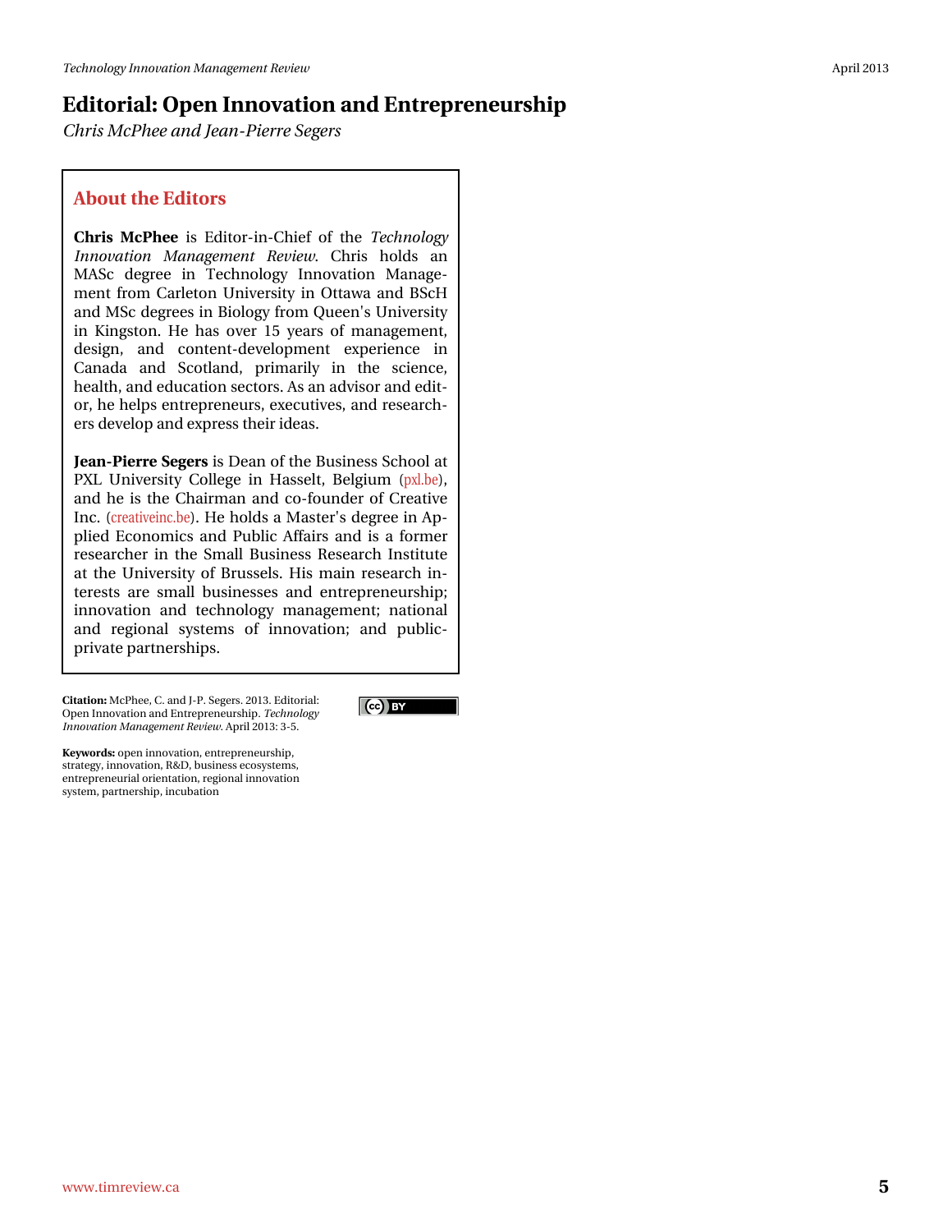## About the Editors

**Chris McPhee** is Editor-in-Chief of the *Technology Innovation Management Review*. Chris holds an MASc degree in Technology Innovation Management from Carleton University in Ottawa and BScH and MSc degrees in Biology from Queen's University in Kingston. He has over 15 years of management, design, and content-development experience in Canada and Scotland, primarily in the science, health, and education sectors. As an advisor and editor, he helps entrepreneurs, executives, and researchers develop and express their ideas.

**Jean-Pierre Segers** is Dean of the Business School at PXL University College in Hasselt, Belgium (pxl.be), and he is the Chairman and co-founder of Creative Inc. (creativeinc.be). He holds a Master's degree in Applied Economics and Public Affairs and is a former researcher in the Small Business Research Institute at the University of Brussels. His main research interests are small businesses and entrepreneurship; innovation and technology management; national and regional systems of innovation; and public-private partnerships.

**Citation:** McPhee, C. and J-P. Segers. 2013. Editorial: Open Innovation and Entrepreneurship. *Technology Innovation Management Review*. April 2013: 3-5.

**Keywords:** open innovation, entrepreneurship, strategy, innovation, R&D, business ecosystems, entrepreneurial orientation, regional innovation system, partnership, incubation